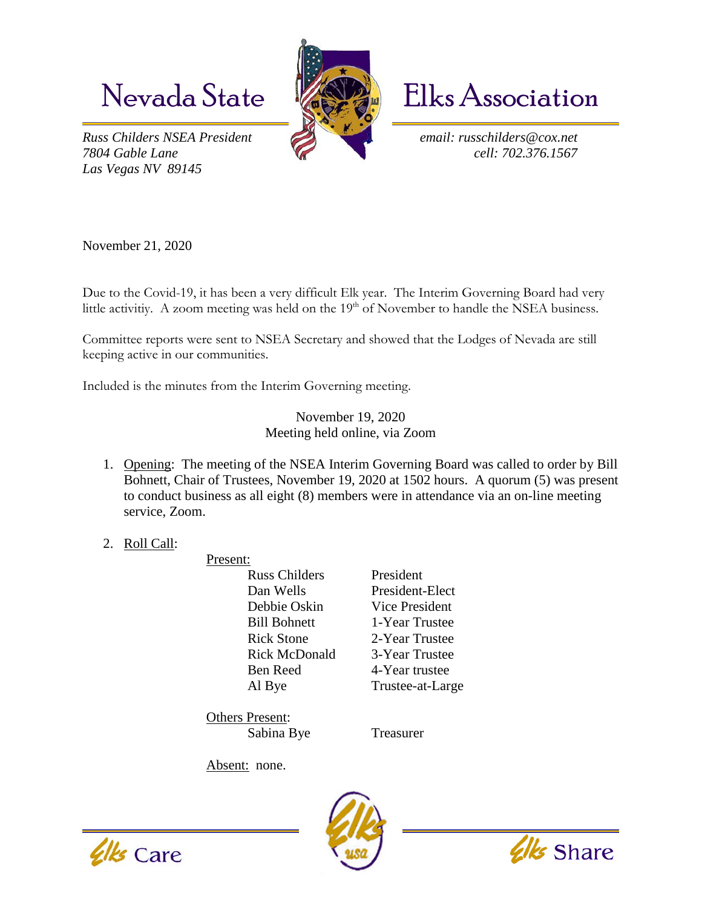# Nevada State Elks Association

*Russ Childers NSEA President*
*7804 Gable Lane*
*Las Vegas NV 89145*

*email: russchilders@cox.net*
*cell: 702.376.1567*

November 21, 2020

Due to the Covid-19, it has been a very difficult Elk year. The Interim Governing Board had very little activitiy. A zoom meeting was held on the 19th of November to handle the NSEA business.

Committee reports were sent to NSEA Secretary and showed that the Lodges of Nevada are still keeping active in our communities.

Included is the minutes from the Interim Governing meeting.

November 19, 2020
Meeting held online, via Zoom

1. Opening: The meeting of the NSEA Interim Governing Board was called to order by Bill Bohnett, Chair of Trustees, November 19, 2020 at 1502 hours. A quorum (5) was present to conduct business as all eight (8) members were in attendance via an on-line meeting service, Zoom.

2. Roll Call:

   Present:

   | | |
   |---|---|
   | Russ Childers | President |
   | Dan Wells | President-Elect |
   | Debbie Oskin | Vice President |
   | Bill Bohnett | 1-Year Trustee |
   | Rick Stone | 2-Year Trustee |
   | Rick McDonald | 3-Year Trustee |
   | Ben Reed | 4-Year trustee |
   | Al Bye | Trustee-at-Large |

   Others Present:

   | | |
   |---|---|
   | Sabina Bye | Treasurer |

   Absent: none.

Elks Care  Elks Share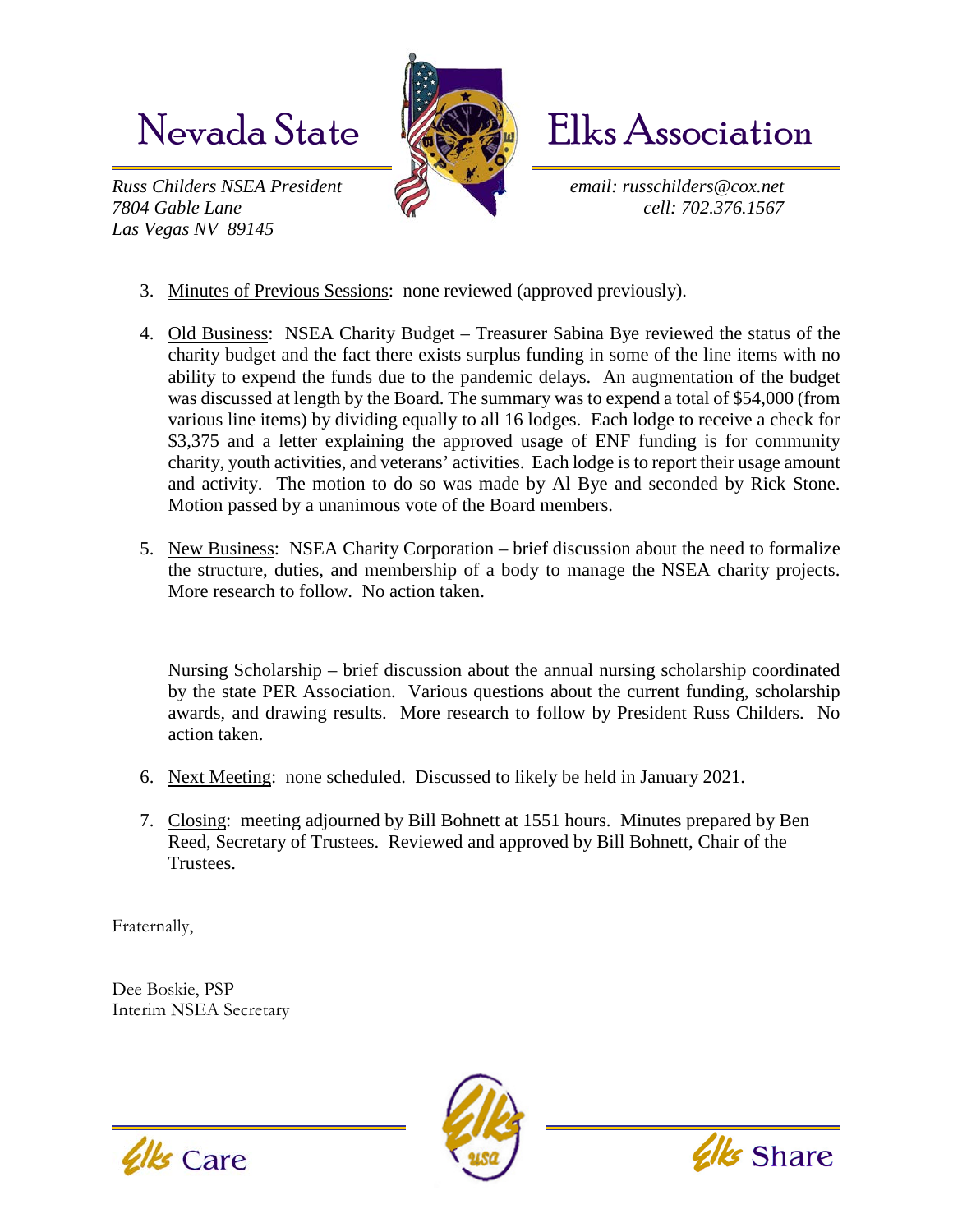# Nevada State Elks Association

*Russ Childers NSEA President*
*7804 Gable Lane*
*Las Vegas NV 89145*

*email: russchilders@cox.net*
*cell: 702.376.1567*

3. Minutes of Previous Sessions: none reviewed (approved previously).

4. Old Business: NSEA Charity Budget – Treasurer Sabina Bye reviewed the status of the charity budget and the fact there exists surplus funding in some of the line items with no ability to expend the funds due to the pandemic delays. An augmentation of the budget was discussed at length by the Board. The summary was to expend a total of $54,000 (from various line items) by dividing equally to all 16 lodges. Each lodge to receive a check for $3,375 and a letter explaining the approved usage of ENF funding is for community charity, youth activities, and veterans' activities. Each lodge is to report their usage amount and activity. The motion to do so was made by Al Bye and seconded by Rick Stone. Motion passed by a unanimous vote of the Board members.

5. New Business: NSEA Charity Corporation – brief discussion about the need to formalize the structure, duties, and membership of a body to manage the NSEA charity projects. More research to follow. No action taken.

   Nursing Scholarship – brief discussion about the annual nursing scholarship coordinated by the state PER Association. Various questions about the current funding, scholarship awards, and drawing results. More research to follow by President Russ Childers. No action taken.

6. Next Meeting: none scheduled. Discussed to likely be held in January 2021.

7. Closing: meeting adjourned by Bill Bohnett at 1551 hours. Minutes prepared by Ben Reed, Secretary of Trustees. Reviewed and approved by Bill Bohnett, Chair of the Trustees.

Fraternally,

Dee Boskie, PSP
Interim NSEA Secretary

Elks Care — Elks Share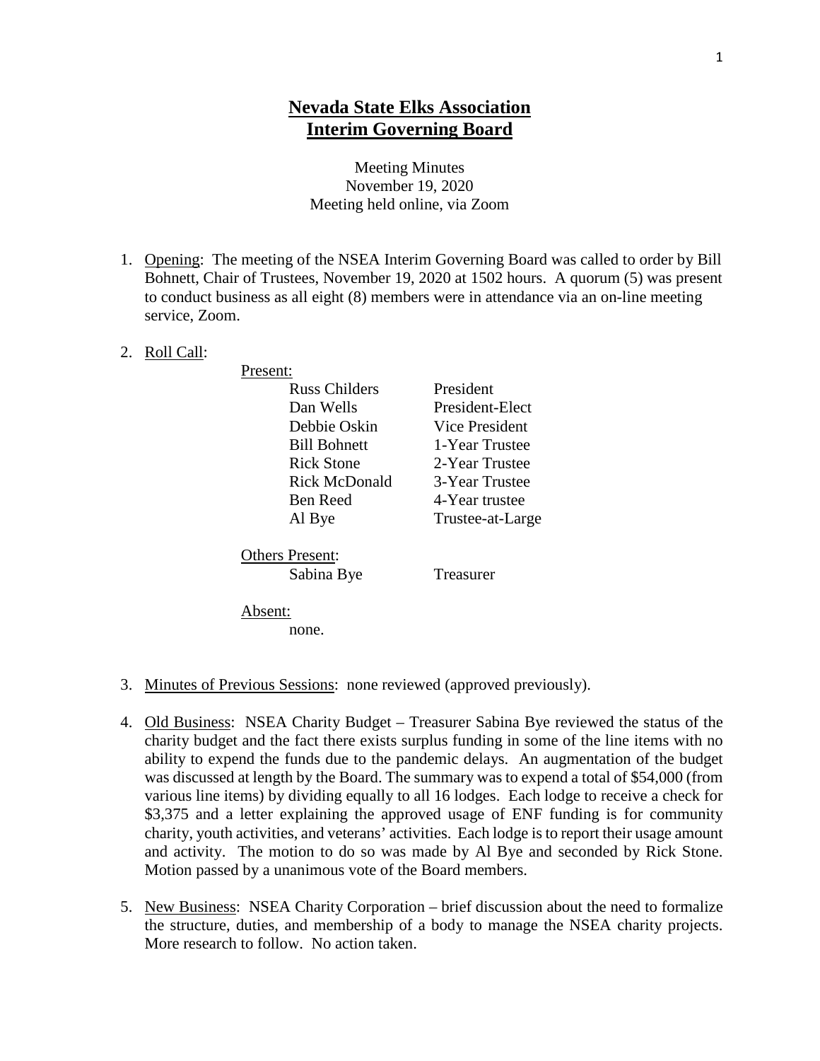# Nevada State Elks Association
# Interim Governing Board

Meeting Minutes
November 19, 2020
Meeting held online, via Zoom

1. Opening: The meeting of the NSEA Interim Governing Board was called to order by Bill Bohnett, Chair of Trustees, November 19, 2020 at 1502 hours. A quorum (5) was present to conduct business as all eight (8) members were in attendance via an on-line meeting service, Zoom.

2. Roll Call:

   Present:

   | | |
   |---|---|
   | Russ Childers | President |
   | Dan Wells | President-Elect |
   | Debbie Oskin | Vice President |
   | Bill Bohnett | 1-Year Trustee |
   | Rick Stone | 2-Year Trustee |
   | Rick McDonald | 3-Year Trustee |
   | Ben Reed | 4-Year trustee |
   | Al Bye | Trustee-at-Large |

   Others Present:

   | | |
   |---|---|
   | Sabina Bye | Treasurer |

   Absent:

   none.

3. Minutes of Previous Sessions: none reviewed (approved previously).

4. Old Business: NSEA Charity Budget – Treasurer Sabina Bye reviewed the status of the charity budget and the fact there exists surplus funding in some of the line items with no ability to expend the funds due to the pandemic delays. An augmentation of the budget was discussed at length by the Board. The summary was to expend a total of $54,000 (from various line items) by dividing equally to all 16 lodges. Each lodge to receive a check for $3,375 and a letter explaining the approved usage of ENF funding is for community charity, youth activities, and veterans' activities. Each lodge is to report their usage amount and activity. The motion to do so was made by Al Bye and seconded by Rick Stone. Motion passed by a unanimous vote of the Board members.

5. New Business: NSEA Charity Corporation – brief discussion about the need to formalize the structure, duties, and membership of a body to manage the NSEA charity projects. More research to follow. No action taken.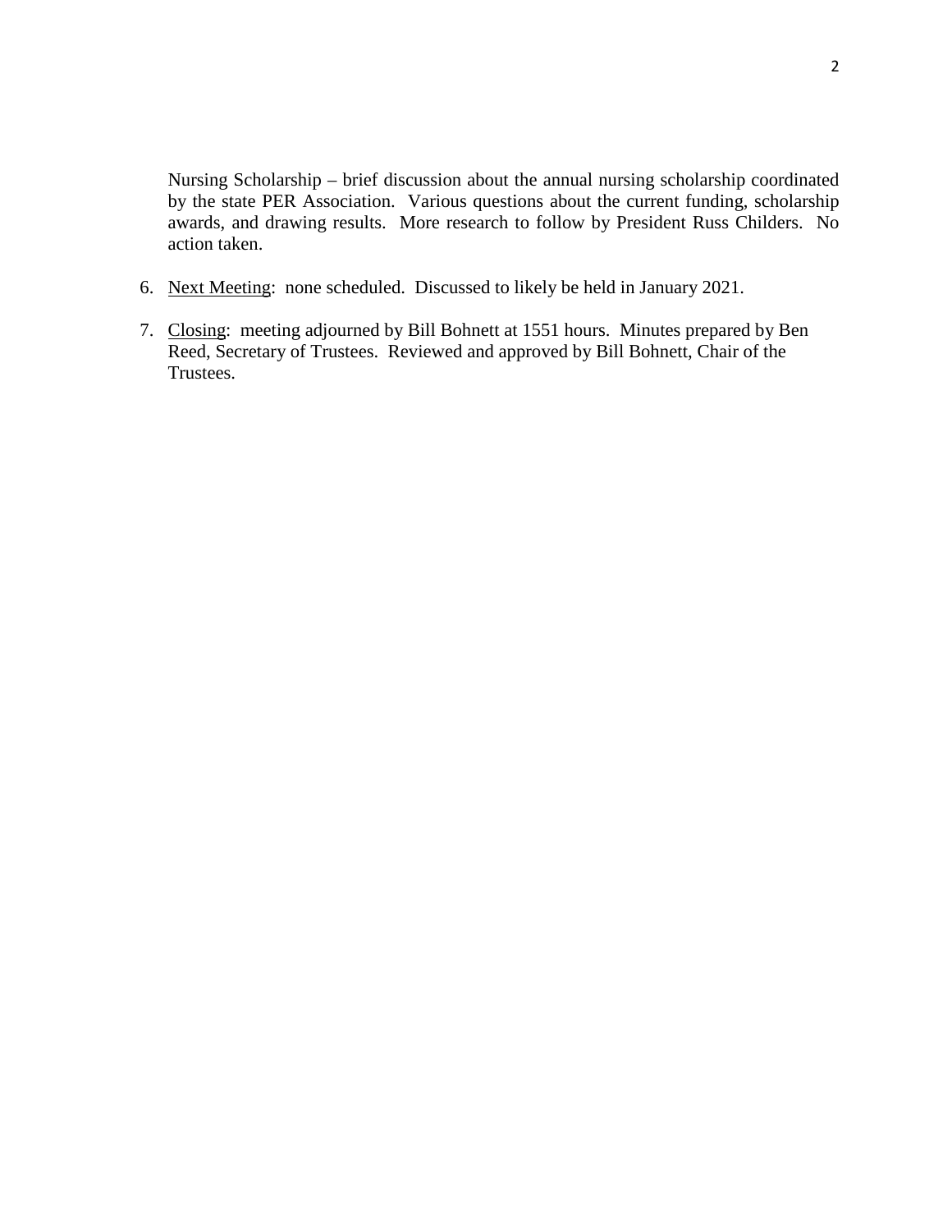Nursing Scholarship – brief discussion about the annual nursing scholarship coordinated by the state PER Association. Various questions about the current funding, scholarship awards, and drawing results. More research to follow by President Russ Childers. No action taken.

6. Next Meeting: none scheduled. Discussed to likely be held in January 2021.

7. Closing: meeting adjourned by Bill Bohnett at 1551 hours. Minutes prepared by Ben Reed, Secretary of Trustees. Reviewed and approved by Bill Bohnett, Chair of the Trustees.